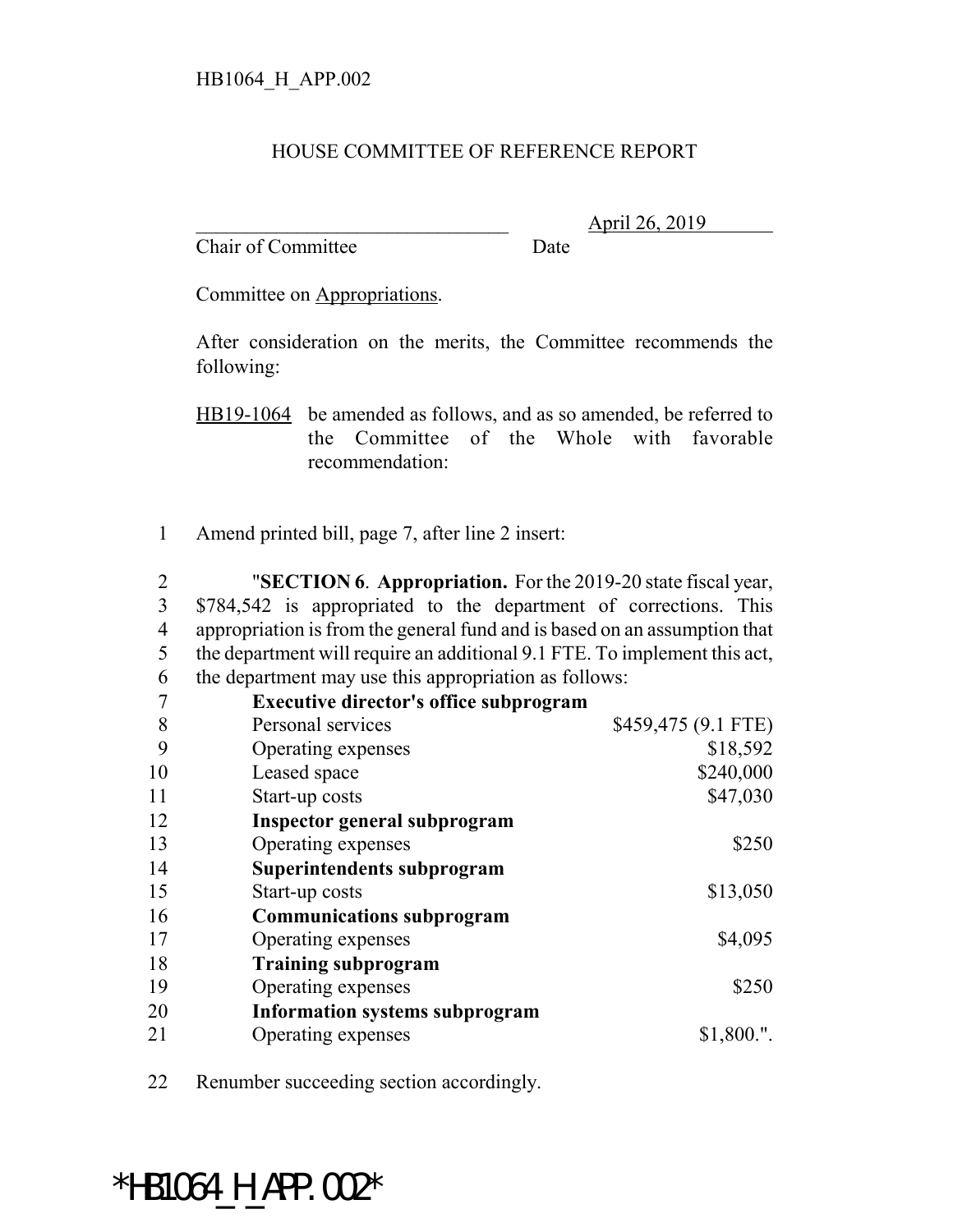HB1064_H_APP.002

HOUSE COMMITTEE OF REFERENCE REPORT

________________________________ April 26, 2019
Chair of Committee Date

Committee on Appropriations.

After consideration on the merits, the Committee recommends the following:

HB19-1064 be amended as follows, and as so amended, be referred to the Committee of the Whole with favorable recommendation:

1 Amend printed bill, page 7, after line 2 insert:

2 "**SECTION 6**. **Appropriation.** For the 2019-20 state fiscal year,
3 $784,542 is appropriated to the department of corrections. This
4 appropriation is from the general fund and is based on an assumption that
5 the department will require an additional 9.1 FTE. To implement this act,
6 the department may use this appropriation as follows:

| | | |
|---|---|---|
| 7 | **Executive director's office subprogram** | |
| 8 | Personal services | $459,475 (9.1 FTE) |
| 9 | Operating expenses | $18,592 |
| 10 | Leased space | $240,000 |
| 11 | Start-up costs | $47,030 |
| 12 | **Inspector general subprogram** | |
| 13 | Operating expenses | $250 |
| 14 | **Superintendents subprogram** | |
| 15 | Start-up costs | $13,050 |
| 16 | **Communications subprogram** | |
| 17 | Operating expenses | $4,095 |
| 18 | **Training subprogram** | |
| 19 | Operating expenses | $250 |
| 20 | **Information systems subprogram** | |
| 21 | Operating expenses | $1,800.". |

22 Renumber succeeding section accordingly.

*HB1064_H_APP.002*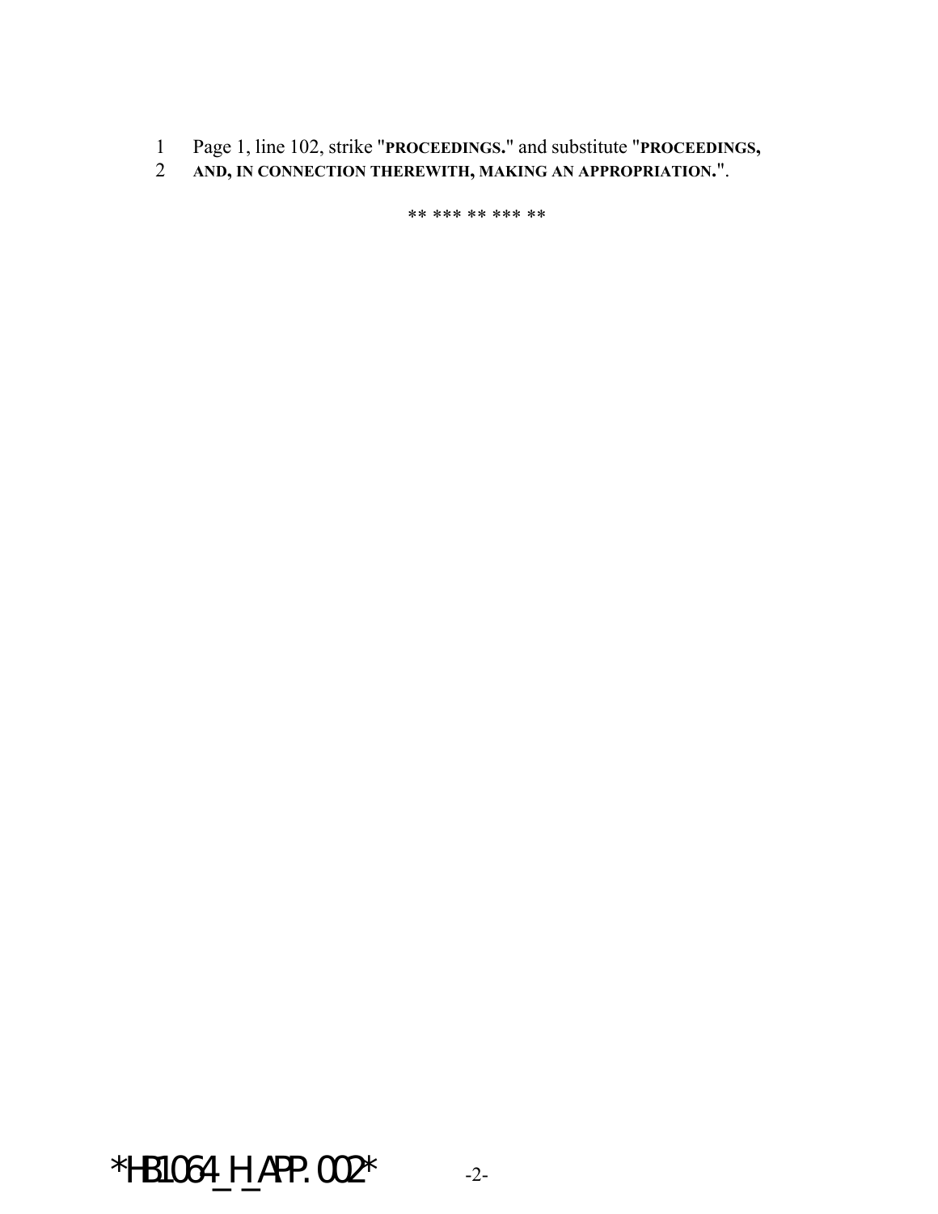1 Page 1, line 102, strike "**PROCEEDINGS.**" and substitute "**PROCEEDINGS,**

2 **AND, IN CONNECTION THEREWITH, MAKING AN APPROPRIATION.**".

** *** ** *** **

*HB1064_H_APP.002*